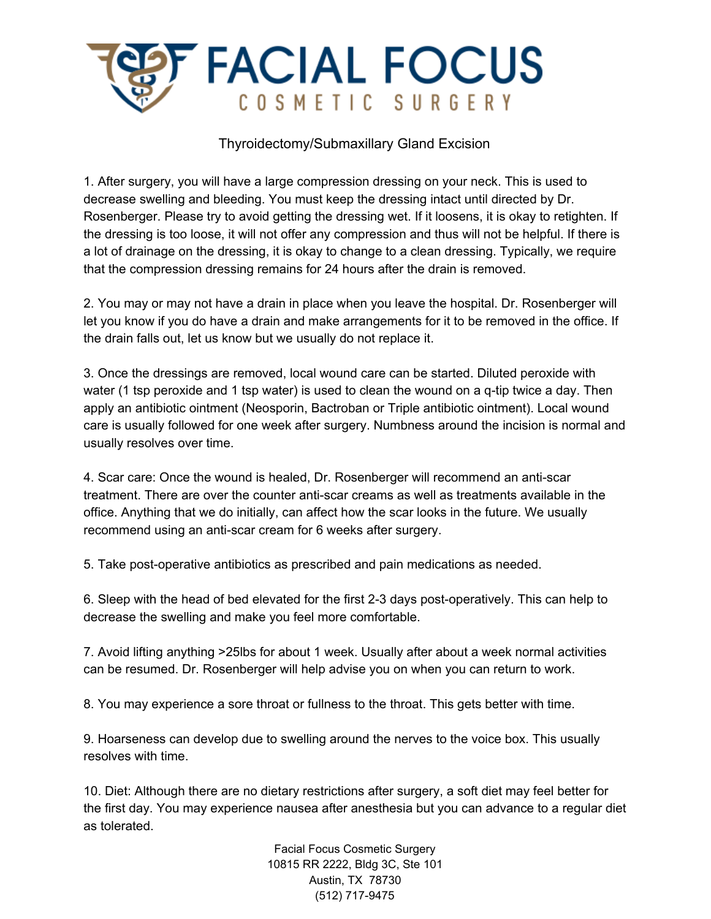# FACIAL FOCUS

COSMETIC SURGERY

## Thyroidectomy/Submaxillary Gland Excision

1. After surgery, you will have a large compression dressing on your neck. This is used to decrease swelling and bleeding. You must keep the dressing intact until directed by Dr. Rosenberger. Please try to avoid getting the dressing wet. If it loosens, it is okay to retighten. If the dressing is too loose, it will not offer any compression and thus will not be helpful. If there is a lot of drainage on the dressing, it is okay to change to a clean dressing. Typically, we require that the compression dressing remains for 24 hours after the drain is removed.

2. You may or may not have a drain in place when you leave the hospital. Dr. Rosenberger will let you know if you do have a drain and make arrangements for it to be removed in the office. If the drain falls out, let us know but we usually do not replace it.

3. Once the dressings are removed, local wound care can be started. Diluted peroxide with water (1 tsp peroxide and 1 tsp water) is used to clean the wound on a q-tip twice a day. Then apply an antibiotic ointment (Neosporin, Bactroban or Triple antibiotic ointment). Local wound care is usually followed for one week after surgery. Numbness around the incision is normal and usually resolves over time.

4. Scar care: Once the wound is healed, Dr. Rosenberger will recommend an anti-scar treatment. There are over the counter anti-scar creams as well as treatments available in the office. Anything that we do initially, can affect how the scar looks in the future. We usually recommend using an anti-scar cream for 6 weeks after surgery.

5. Take post-operative antibiotics as prescribed and pain medications as needed.

6. Sleep with the head of bed elevated for the first 2-3 days post-operatively. This can help to decrease the swelling and make you feel more comfortable.

7. Avoid lifting anything >25lbs for about 1 week. Usually after about a week normal activities can be resumed. Dr. Rosenberger will help advise you on when you can return to work.

8. You may experience a sore throat or fullness to the throat. This gets better with time.

9. Hoarseness can develop due to swelling around the nerves to the voice box. This usually resolves with time.

10. Diet: Although there are no dietary restrictions after surgery, a soft diet may feel better for the first day. You may experience nausea after anesthesia but you can advance to a regular diet as tolerated.

Facial Focus Cosmetic Surgery
10815 RR 2222, Bldg 3C, Ste 101
Austin, TX 78730
(512) 717-9475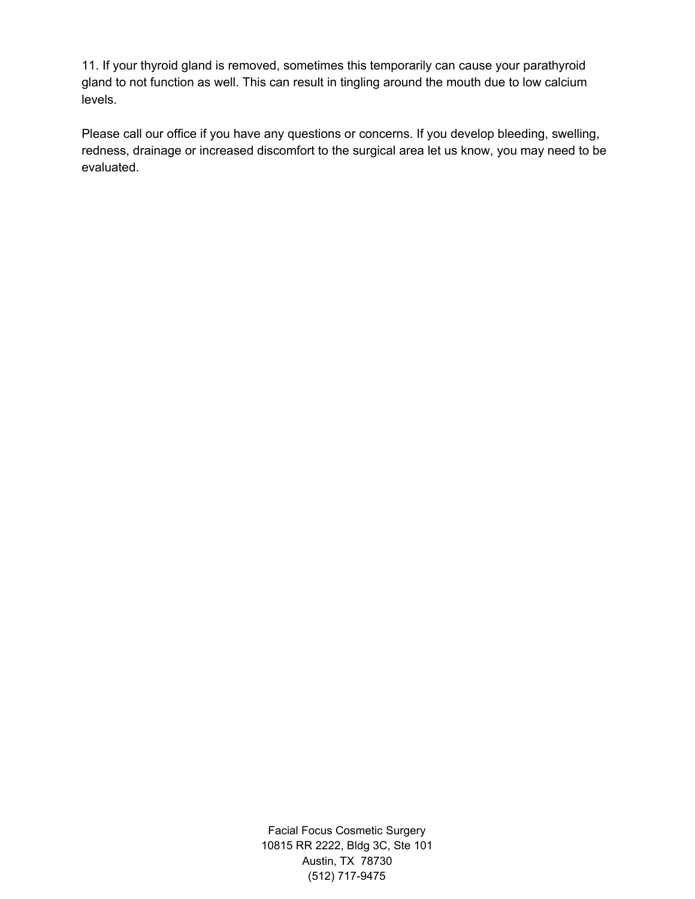11. If your thyroid gland is removed, sometimes this temporarily can cause your parathyroid gland to not function as well. This can result in tingling around the mouth due to low calcium levels.

Please call our office if you have any questions or concerns. If you develop bleeding, swelling, redness, drainage or increased discomfort to the surgical area let us know, you may need to be evaluated.

Facial Focus Cosmetic Surgery
10815 RR 2222, Bldg 3C, Ste 101
Austin, TX 78730
(512) 717-9475